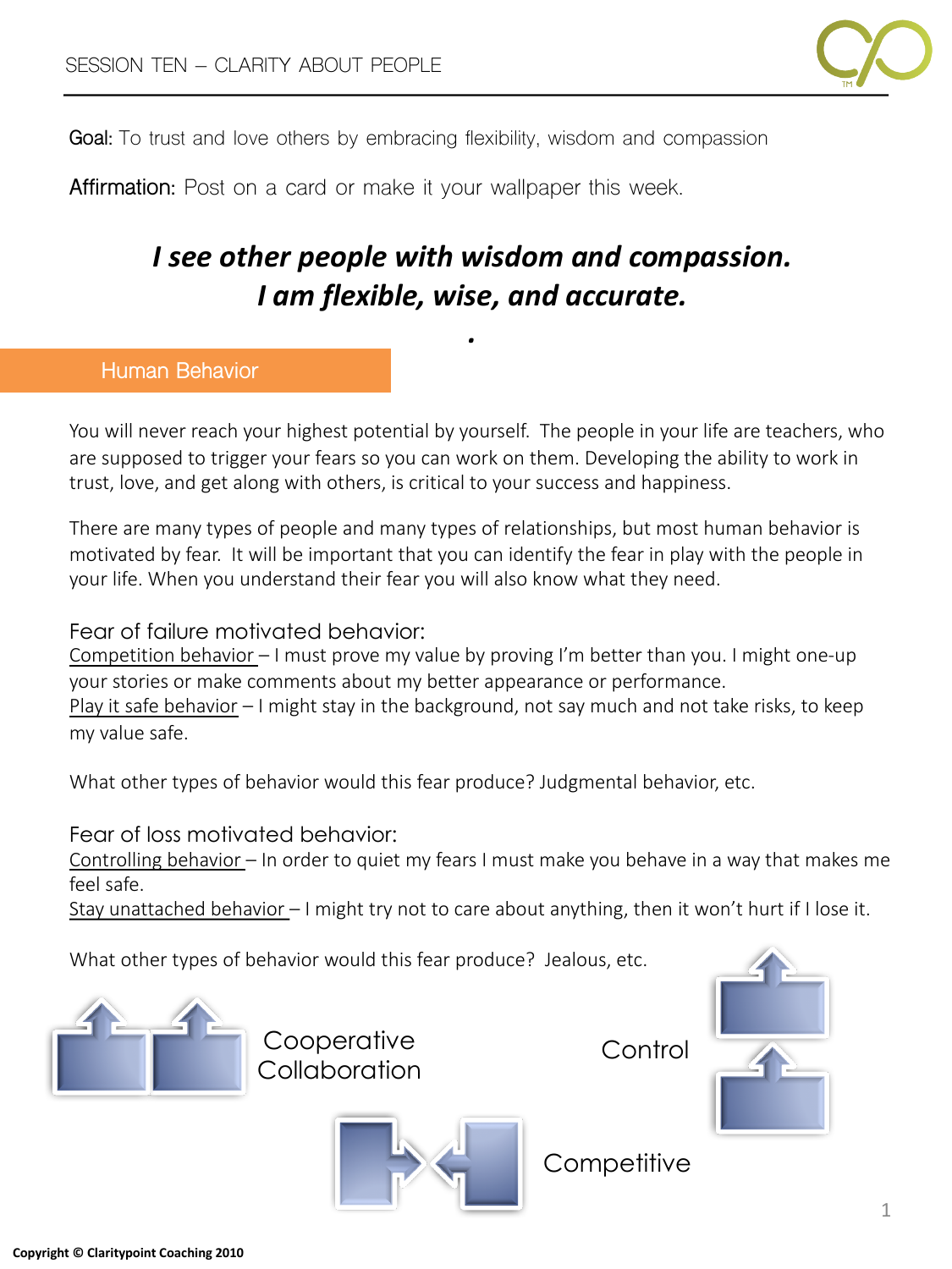# SESSION TEN – CLARITY ABOUT PEOPLE

**Goal:** To trust and love others by embracing flexibility, wisdom and compassion

**Affirmation:** Post on a card or make it your wallpaper this week.

***I see other people with wisdom and compassion.***
***I am flexible, wise, and accurate.***

## Human Behavior

You will never reach your highest potential by yourself. The people in your life are teachers, who are supposed to trigger your fears so you can work on them. Developing the ability to work in trust, love, and get along with others, is critical to your success and happiness.

There are many types of people and many types of relationships, but most human behavior is motivated by fear. It will be important that you can identify the fear in play with the people in your life. When you understand their fear you will also know what they need.

### Fear of failure motivated behavior:

<u>Competition behavior</u> – I must prove my value by proving I'm better than you. I might one-up your stories or make comments about my better appearance or performance.
<u>Play it safe behavior</u> – I might stay in the background, not say much and not take risks, to keep my value safe.

What other types of behavior would this fear produce? Judgmental behavior, etc.

### Fear of loss motivated behavior:

<u>Controlling behavior</u> – In order to quiet my fears I must make you behave in a way that makes me feel safe.
<u>Stay unattached behavior</u> – I might try not to care about anything, then it won't hurt if I lose it.

What other types of behavior would this fear produce? Jealous, etc.

Cooperative Collaboration

Control

Competitive

**Copyright © Claritypoint Coaching 2010**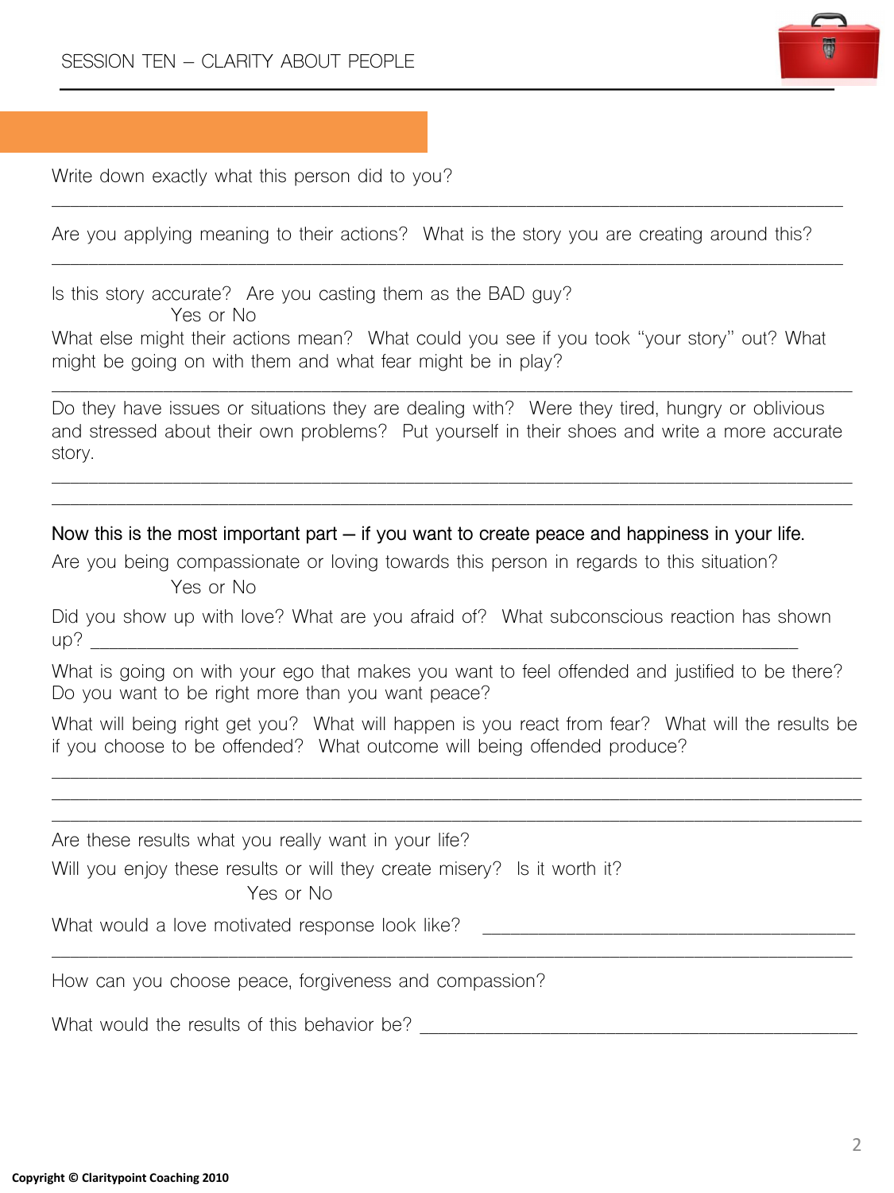Write down exactly what this person did to you?

\_\_\_\_\_\_\_\_\_\_\_\_\_\_\_\_\_\_\_\_\_\_\_\_\_\_\_\_\_\_\_\_\_\_\_\_\_\_\_\_\_\_\_\_\_\_\_\_\_\_\_\_\_\_\_\_\_\_\_\_\_\_\_\_\_\_\_\_\_\_\_\_\_\_\_\_

Are you applying meaning to their actions? What is the story you are creating around this?

\_\_\_\_\_\_\_\_\_\_\_\_\_\_\_\_\_\_\_\_\_\_\_\_\_\_\_\_\_\_\_\_\_\_\_\_\_\_\_\_\_\_\_\_\_\_\_\_\_\_\_\_\_\_\_\_\_\_\_\_\_\_\_\_\_\_\_\_\_\_\_\_\_\_\_\_

Is this story accurate? Are you casting them as the BAD guy?
Yes or No

What else might their actions mean? What could you see if you took "your story" out? What might be going on with them and what fear might be in play?

\_\_\_\_\_\_\_\_\_\_\_\_\_\_\_\_\_\_\_\_\_\_\_\_\_\_\_\_\_\_\_\_\_\_\_\_\_\_\_\_\_\_\_\_\_\_\_\_\_\_\_\_\_\_\_\_\_\_\_\_\_\_\_\_\_\_\_\_\_\_\_\_\_\_\_\_

Do they have issues or situations they are dealing with? Were they tired, hungry or oblivious and stressed about their own problems? Put yourself in their shoes and write a more accurate story.

\_\_\_\_\_\_\_\_\_\_\_\_\_\_\_\_\_\_\_\_\_\_\_\_\_\_\_\_\_\_\_\_\_\_\_\_\_\_\_\_\_\_\_\_\_\_\_\_\_\_\_\_\_\_\_\_\_\_\_\_\_\_\_\_\_\_\_\_\_\_\_\_\_\_\_\_

\_\_\_\_\_\_\_\_\_\_\_\_\_\_\_\_\_\_\_\_\_\_\_\_\_\_\_\_\_\_\_\_\_\_\_\_\_\_\_\_\_\_\_\_\_\_\_\_\_\_\_\_\_\_\_\_\_\_\_\_\_\_\_\_\_\_\_\_\_\_\_\_\_\_\_\_

Now this is the most important part – if you want to create peace and happiness in your life.

Are you being compassionate or loving towards this person in regards to this situation?
Yes or No

Did you show up with love? What are you afraid of? What subconscious reaction has shown up? \_\_\_\_\_\_\_\_\_\_\_\_\_\_\_\_\_\_\_\_\_\_\_\_\_\_\_\_\_\_\_\_\_\_\_\_\_\_\_\_\_\_\_\_\_\_\_\_\_\_\_\_\_\_\_\_\_\_\_\_\_\_\_\_\_\_\_\_\_\_

What is going on with your ego that makes you want to feel offended and justified to be there? Do you want to be right more than you want peace?

What will being right get you? What will happen is you react from fear? What will the results be if you choose to be offended? What outcome will being offended produce?

\_\_\_\_\_\_\_\_\_\_\_\_\_\_\_\_\_\_\_\_\_\_\_\_\_\_\_\_\_\_\_\_\_\_\_\_\_\_\_\_\_\_\_\_\_\_\_\_\_\_\_\_\_\_\_\_\_\_\_\_\_\_\_\_\_\_\_\_\_\_\_\_\_\_\_\_

\_\_\_\_\_\_\_\_\_\_\_\_\_\_\_\_\_\_\_\_\_\_\_\_\_\_\_\_\_\_\_\_\_\_\_\_\_\_\_\_\_\_\_\_\_\_\_\_\_\_\_\_\_\_\_\_\_\_\_\_\_\_\_\_\_\_\_\_\_\_\_\_\_\_\_\_

\_\_\_\_\_\_\_\_\_\_\_\_\_\_\_\_\_\_\_\_\_\_\_\_\_\_\_\_\_\_\_\_\_\_\_\_\_\_\_\_\_\_\_\_\_\_\_\_\_\_\_\_\_\_\_\_\_\_\_\_\_\_\_\_\_\_\_\_\_\_\_\_\_\_\_\_

Are these results what you really want in your life?

Will you enjoy these results or will they create misery? Is it worth it?
Yes or No

What would a love motivated response look like? \_\_\_\_\_\_\_\_\_\_\_\_\_\_\_\_\_\_\_\_\_\_\_\_\_\_\_\_\_\_\_\_\_\_\_\_\_\_\_\_

\_\_\_\_\_\_\_\_\_\_\_\_\_\_\_\_\_\_\_\_\_\_\_\_\_\_\_\_\_\_\_\_\_\_\_\_\_\_\_\_\_\_\_\_\_\_\_\_\_\_\_\_\_\_\_\_\_\_\_\_\_\_\_\_\_\_\_\_\_\_\_\_\_\_\_\_

How can you choose peace, forgiveness and compassion?

What would the results of this behavior be? \_\_\_\_\_\_\_\_\_\_\_\_\_\_\_\_\_\_\_\_\_\_\_\_\_\_\_\_\_\_\_\_\_\_\_\_\_\_\_\_\_\_\_\_\_\_\_

Copyright © Claritypoint Coaching 2010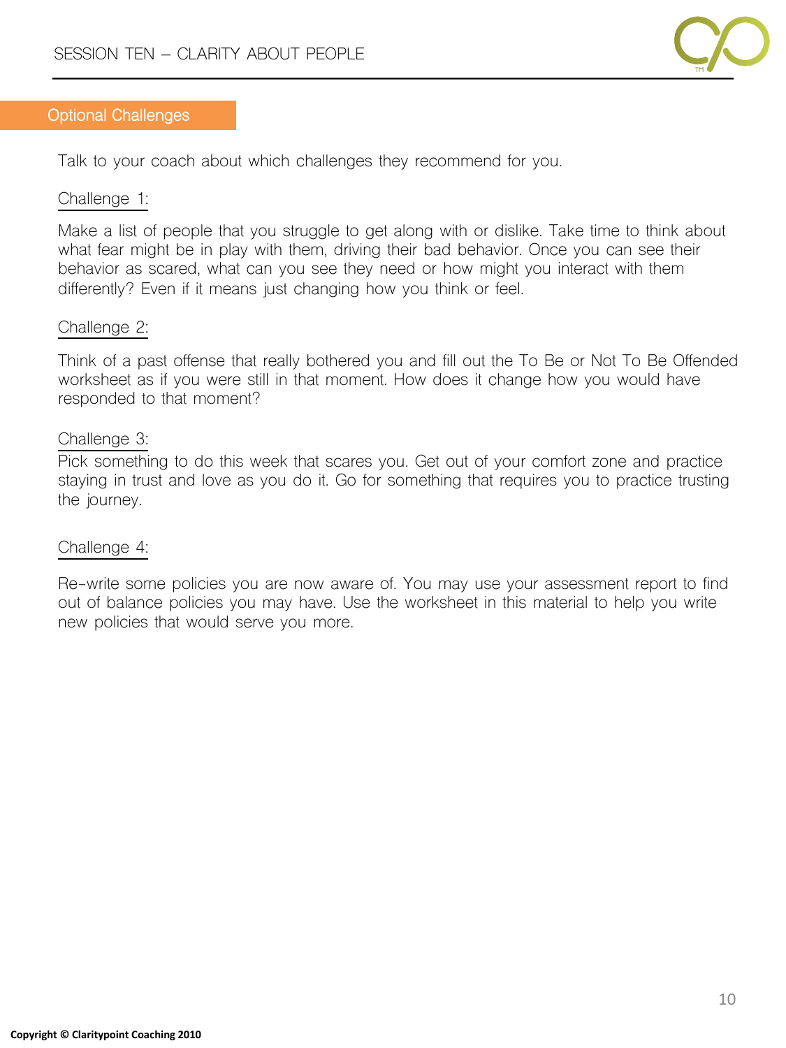## Optional Challenges

Talk to your coach about which challenges they recommend for you.

### Challenge 1:

Make a list of people that you struggle to get along with or dislike. Take time to think about what fear might be in play with them, driving their bad behavior. Once you can see their behavior as scared, what can you see they need or how might you interact with them differently? Even if it means just changing how you think or feel.

### Challenge 2:

Think of a past offense that really bothered you and fill out the To Be or Not To Be Offended worksheet as if you were still in that moment. How does it change how you would have responded to that moment?

### Challenge 3:

Pick something to do this week that scares you. Get out of your comfort zone and practice staying in trust and love as you do it. Go for something that requires you to practice trusting the journey.

### Challenge 4:

Re-write some policies you are now aware of. You may use your assessment report to find out of balance policies you may have. Use the worksheet in this material to help you write new policies that would serve you more.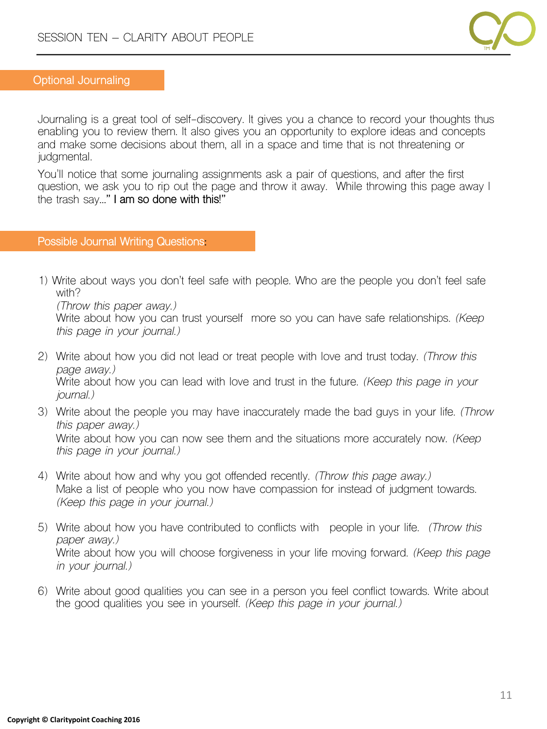## Optional Journaling

Journaling is a great tool of self-discovery. It gives you a chance to record your thoughts thus enabling you to review them. It also gives you an opportunity to explore ideas and concepts and make some decisions about them, all in a space and time that is not threatening or judgmental.

You'll notice that some journaling assignments ask a pair of questions, and after the first question, we ask you to rip out the page and throw it away. While throwing this page away I the trash say…" I am so done with this!"

## Possible Journal Writing Questions:

1) Write about ways you don't feel safe with people. Who are the people you don't feel safe with?
   *(Throw this paper away.)*
   Write about how you can trust yourself more so you can have safe relationships. *(Keep this page in your journal.)*

2) Write about how you did not lead or treat people with love and trust today. *(Throw this page away.)*
   Write about how you can lead with love and trust in the future. *(Keep this page in your journal.)*

3) Write about the people you may have inaccurately made the bad guys in your life. *(Throw this paper away.)*
   Write about how you can now see them and the situations more accurately now. *(Keep this page in your journal.)*

4) Write about how and why you got offended recently. *(Throw this page away.)*
   Make a list of people who you now have compassion for instead of judgment towards. *(Keep this page in your journal.)*

5) Write about how you have contributed to conflicts with people in your life. *(Throw this paper away.)*
   Write about how you will choose forgiveness in your life moving forward. *(Keep this page in your journal.)*

6) Write about good qualities you can see in a person you feel conflict towards. Write about the good qualities you see in yourself. *(Keep this page in your journal.)*

**Copyright © Claritypoint Coaching 2016**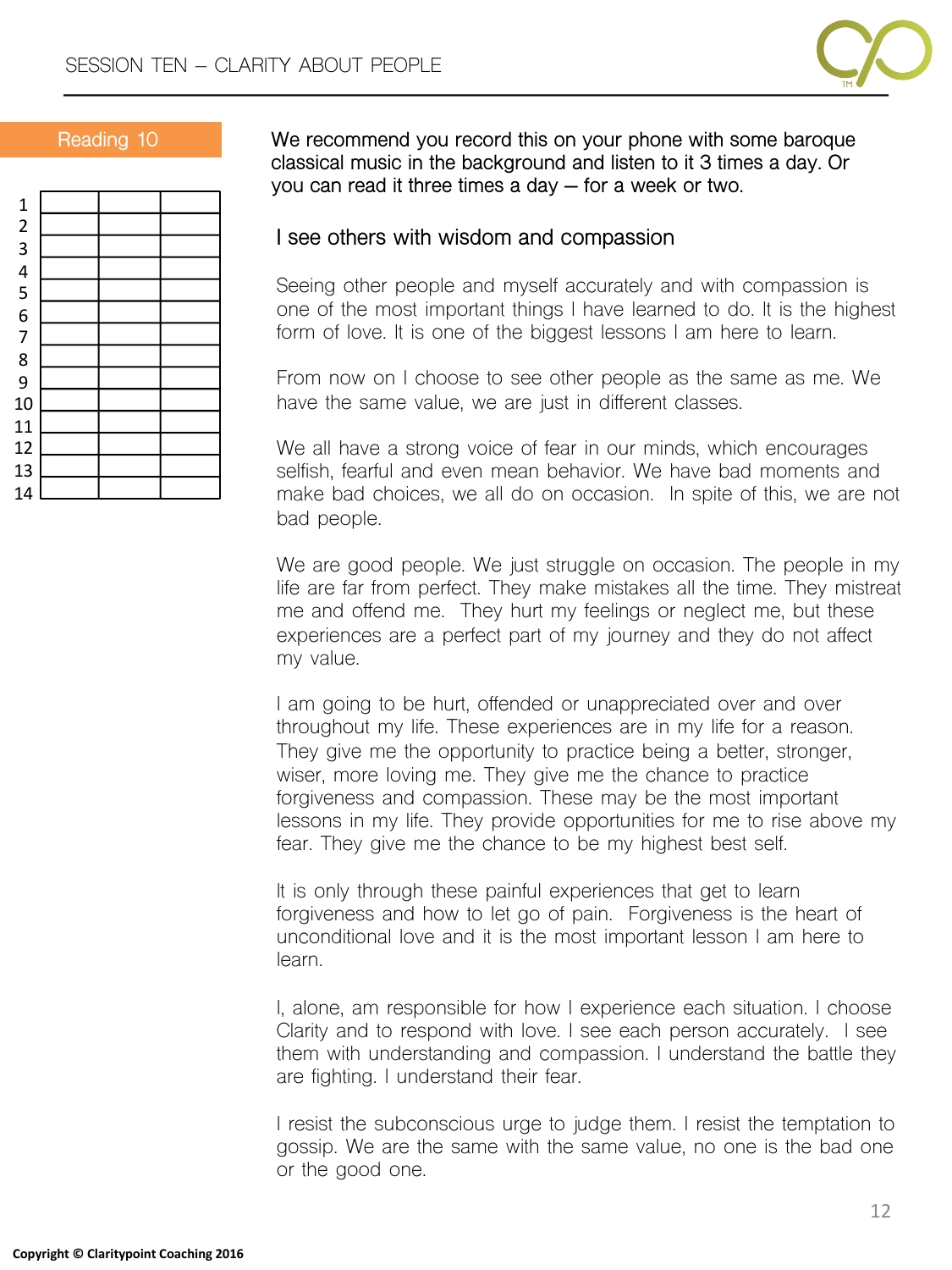## Reading 10

| | | | |
|---|---|---|---|
| 1 | | | |
| 2 | | | |
| 3 | | | |
| 4 | | | |
| 5 | | | |
| 6 | | | |
| 7 | | | |
| 8 | | | |
| 9 | | | |
| 10 | | | |
| 11 | | | |
| 12 | | | |
| 13 | | | |
| 14 | | | |

We recommend you record this on your phone with some baroque classical music in the background and listen to it 3 times a day. Or you can read it three times a day – for a week or two.

### I see others with wisdom and compassion

Seeing other people and myself accurately and with compassion is one of the most important things I have learned to do. It is the highest form of love. It is one of the biggest lessons I am here to learn.

From now on I choose to see other people as the same as me. We have the same value, we are just in different classes.

We all have a strong voice of fear in our minds, which encourages selfish, fearful and even mean behavior. We have bad moments and make bad choices, we all do on occasion. In spite of this, we are not bad people.

We are good people. We just struggle on occasion. The people in my life are far from perfect. They make mistakes all the time. They mistreat me and offend me. They hurt my feelings or neglect me, but these experiences are a perfect part of my journey and they do not affect my value.

I am going to be hurt, offended or unappreciated over and over throughout my life. These experiences are in my life for a reason. They give me the opportunity to practice being a better, stronger, wiser, more loving me. They give me the chance to practice forgiveness and compassion. These may be the most important lessons in my life. They provide opportunities for me to rise above my fear. They give me the chance to be my highest best self.

It is only through these painful experiences that get to learn forgiveness and how to let go of pain. Forgiveness is the heart of unconditional love and it is the most important lesson I am here to learn.

I, alone, am responsible for how I experience each situation. I choose Clarity and to respond with love. I see each person accurately. I see them with understanding and compassion. I understand the battle they are fighting. I understand their fear.

I resist the subconscious urge to judge them. I resist the temptation to gossip. We are the same with the same value, no one is the bad one or the good one.

Copyright © Claritypoint Coaching 2016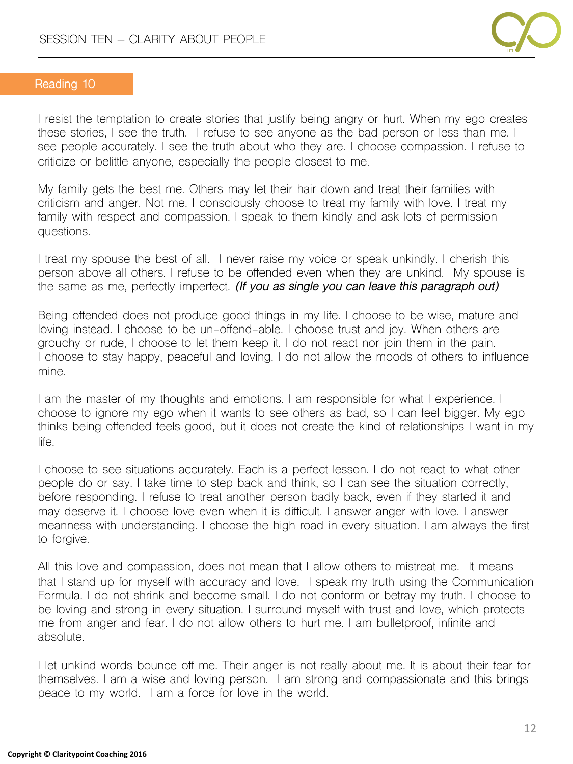Reading 10

I resist the temptation to create stories that justify being angry or hurt. When my ego creates these stories, I see the truth. I refuse to see anyone as the bad person or less than me. I see people accurately. I see the truth about who they are. I choose compassion. I refuse to criticize or belittle anyone, especially the people closest to me.

My family gets the best me. Others may let their hair down and treat their families with criticism and anger. Not me. I consciously choose to treat my family with love. I treat my family with respect and compassion. I speak to them kindly and ask lots of permission questions.

I treat my spouse the best of all. I never raise my voice or speak unkindly. I cherish this person above all others. I refuse to be offended even when they are unkind. My spouse is the same as me, perfectly imperfect. ***(If you as single you can leave this paragraph out)***

Being offended does not produce good things in my life. I choose to be wise, mature and loving instead. I choose to be un-offend-able. I choose trust and joy. When others are grouchy or rude, I choose to let them keep it. I do not react nor join them in the pain. I choose to stay happy, peaceful and loving. I do not allow the moods of others to influence mine.

I am the master of my thoughts and emotions. I am responsible for what I experience. I choose to ignore my ego when it wants to see others as bad, so I can feel bigger. My ego thinks being offended feels good, but it does not create the kind of relationships I want in my life.

I choose to see situations accurately. Each is a perfect lesson. I do not react to what other people do or say. I take time to step back and think, so I can see the situation correctly, before responding. I refuse to treat another person badly back, even if they started it and may deserve it. I choose love even when it is difficult. I answer anger with love. I answer meanness with understanding. I choose the high road in every situation. I am always the first to forgive.

All this love and compassion, does not mean that I allow others to mistreat me. It means that I stand up for myself with accuracy and love. I speak my truth using the Communication Formula. I do not shrink and become small. I do not conform or betray my truth. I choose to be loving and strong in every situation. I surround myself with trust and love, which protects me from anger and fear. I do not allow others to hurt me. I am bulletproof, infinite and absolute.

I let unkind words bounce off me. Their anger is not really about me. It is about their fear for themselves. I am a wise and loving person. I am strong and compassionate and this brings peace to my world. I am a force for love in the world.